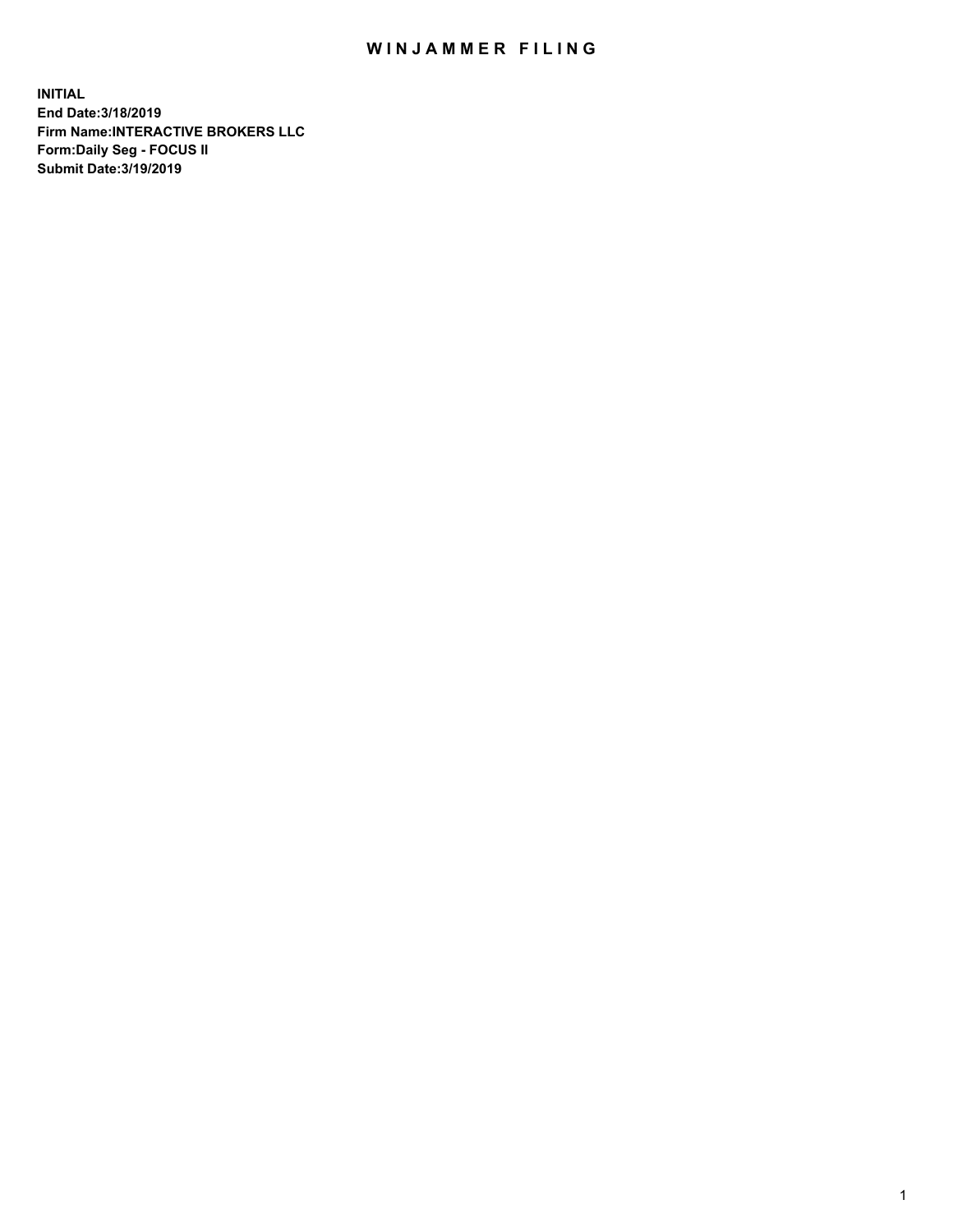# WINJAMMER FILING

**INITIAL**
**End Date:3/18/2019**
**Firm Name:INTERACTIVE BROKERS LLC**
**Form:Daily Seg - FOCUS II**
**Submit Date:3/19/2019**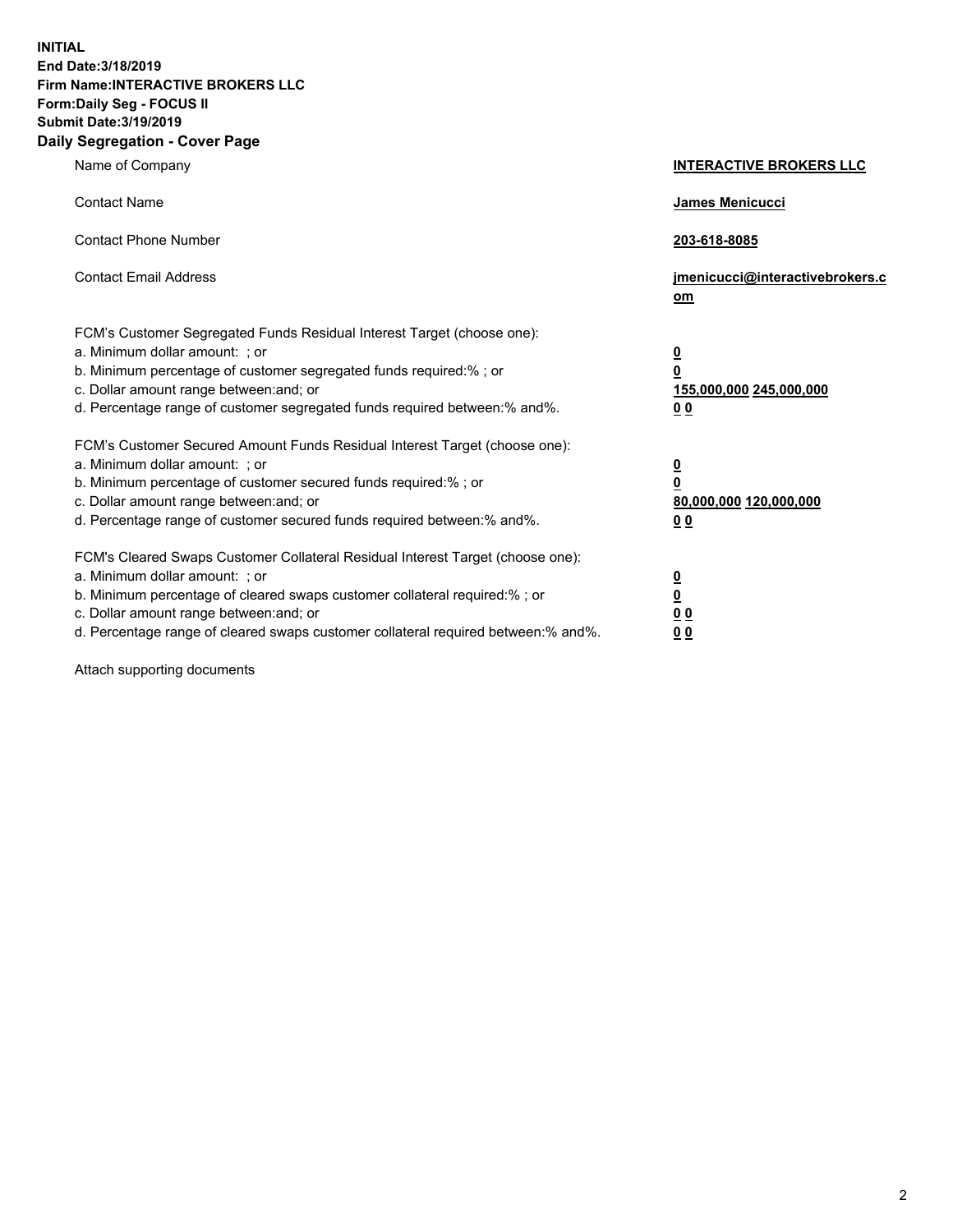**INITIAL**
**End Date:3/18/2019**
**Firm Name:INTERACTIVE BROKERS LLC**
**Form:Daily Seg - FOCUS II**
**Submit Date:3/19/2019**
**Daily Segregation - Cover Page**

| | |
|---|---|
| Name of Company | **INTERACTIVE BROKERS LLC** |
| Contact Name | **James Menicucci** |
| Contact Phone Number | **203-618-8085** |
| Contact Email Address | **jmenicucci@interactivebrokers.com** |

FCM's Customer Segregated Funds Residual Interest Target (choose one):

| | |
|---|---|
| a. Minimum dollar amount: ; or | **0** |
| b. Minimum percentage of customer segregated funds required:% ; or | **0** |
| c. Dollar amount range between:and; or | **155,000,000 245,000,000** |
| d. Percentage range of customer segregated funds required between:% and%. | **0 0** |

FCM's Customer Secured Amount Funds Residual Interest Target (choose one):

| | |
|---|---|
| a. Minimum dollar amount: ; or | **0** |
| b. Minimum percentage of customer secured funds required:% ; or | **0** |
| c. Dollar amount range between:and; or | **80,000,000 120,000,000** |
| d. Percentage range of customer secured funds required between:% and%. | **0 0** |

FCM's Cleared Swaps Customer Collateral Residual Interest Target (choose one):

| | |
|---|---|
| a. Minimum dollar amount: ; or | **0** |
| b. Minimum percentage of cleared swaps customer collateral required:% ; or | **0** |
| c. Dollar amount range between:and; or | **0 0** |
| d. Percentage range of cleared swaps customer collateral required between:% and%. | **0 0** |

Attach supporting documents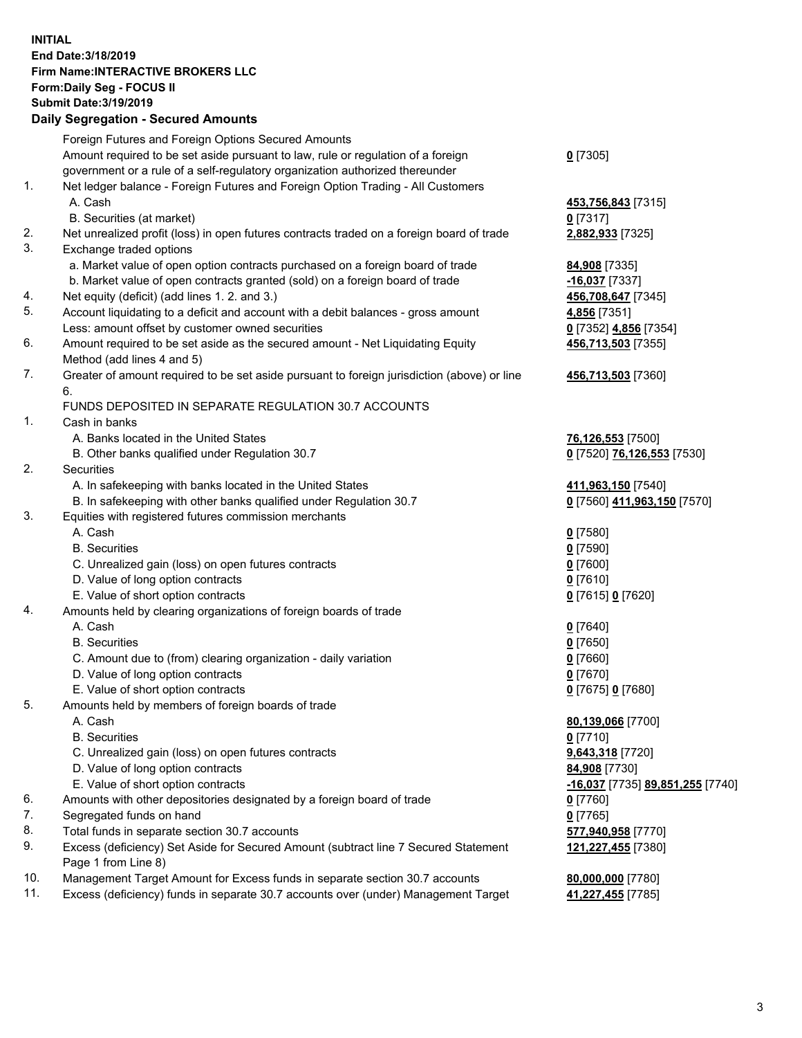**INITIAL**
**End Date:3/18/2019**
**Firm Name:INTERACTIVE BROKERS LLC**
**Form:Daily Seg - FOCUS II**
**Submit Date:3/19/2019**

## Daily Segregation - Secured Amounts

| | | |
|---|---|---|
| | Foreign Futures and Foreign Options Secured Amounts | |
| | Amount required to be set aside pursuant to law, rule or regulation of a foreign government or a rule of a self-regulatory organization authorized thereunder | **0** [7305] |
| 1. | Net ledger balance - Foreign Futures and Foreign Option Trading - All Customers | |
| | A. Cash | **453,756,843** [7315] |
| | B. Securities (at market) | **0** [7317] |
| 2. | Net unrealized profit (loss) in open futures contracts traded on a foreign board of trade | **2,882,933** [7325] |
| 3. | Exchange traded options | |
| | a. Market value of open option contracts purchased on a foreign board of trade | **84,908** [7335] |
| | b. Market value of open contracts granted (sold) on a foreign board of trade | **-16,037** [7337] |
| 4. | Net equity (deficit) (add lines 1. 2. and 3.) | **456,708,647** [7345] |
| 5. | Account liquidating to a deficit and account with a debit balances - gross amount | **4,856** [7351] |
| | Less: amount offset by customer owned securities | **0** [7352] **4,856** [7354] |
| 6. | Amount required to be set aside as the secured amount - Net Liquidating Equity Method (add lines 4 and 5) | **456,713,503** [7355] |
| 7. | Greater of amount required to be set aside pursuant to foreign jurisdiction (above) or line 6. | **456,713,503** [7360] |
| | FUNDS DEPOSITED IN SEPARATE REGULATION 30.7 ACCOUNTS | |
| 1. | Cash in banks | |
| | A. Banks located in the United States | **76,126,553** [7500] |
| | B. Other banks qualified under Regulation 30.7 | **0** [7520] **76,126,553** [7530] |
| 2. | Securities | |
| | A. In safekeeping with banks located in the United States | **411,963,150** [7540] |
| | B. In safekeeping with other banks qualified under Regulation 30.7 | **0** [7560] **411,963,150** [7570] |
| 3. | Equities with registered futures commission merchants | |
| | A. Cash | **0** [7580] |
| | B. Securities | **0** [7590] |
| | C. Unrealized gain (loss) on open futures contracts | **0** [7600] |
| | D. Value of long option contracts | **0** [7610] |
| | E. Value of short option contracts | **0** [7615] **0** [7620] |
| 4. | Amounts held by clearing organizations of foreign boards of trade | |
| | A. Cash | **0** [7640] |
| | B. Securities | **0** [7650] |
| | C. Amount due to (from) clearing organization - daily variation | **0** [7660] |
| | D. Value of long option contracts | **0** [7670] |
| | E. Value of short option contracts | **0** [7675] **0** [7680] |
| 5. | Amounts held by members of foreign boards of trade | |
| | A. Cash | **80,139,066** [7700] |
| | B. Securities | **0** [7710] |
| | C. Unrealized gain (loss) on open futures contracts | **9,643,318** [7720] |
| | D. Value of long option contracts | **84,908** [7730] |
| | E. Value of short option contracts | **-16,037** [7735] **89,851,255** [7740] |
| 6. | Amounts with other depositories designated by a foreign board of trade | **0** [7760] |
| 7. | Segregated funds on hand | **0** [7765] |
| 8. | Total funds in separate section 30.7 accounts | **577,940,958** [7770] |
| 9. | Excess (deficiency) Set Aside for Secured Amount (subtract line 7 Secured Statement Page 1 from Line 8) | **121,227,455** [7380] |
| 10. | Management Target Amount for Excess funds in separate section 30.7 accounts | **80,000,000** [7780] |
| 11. | Excess (deficiency) funds in separate 30.7 accounts over (under) Management Target | **41,227,455** [7785] |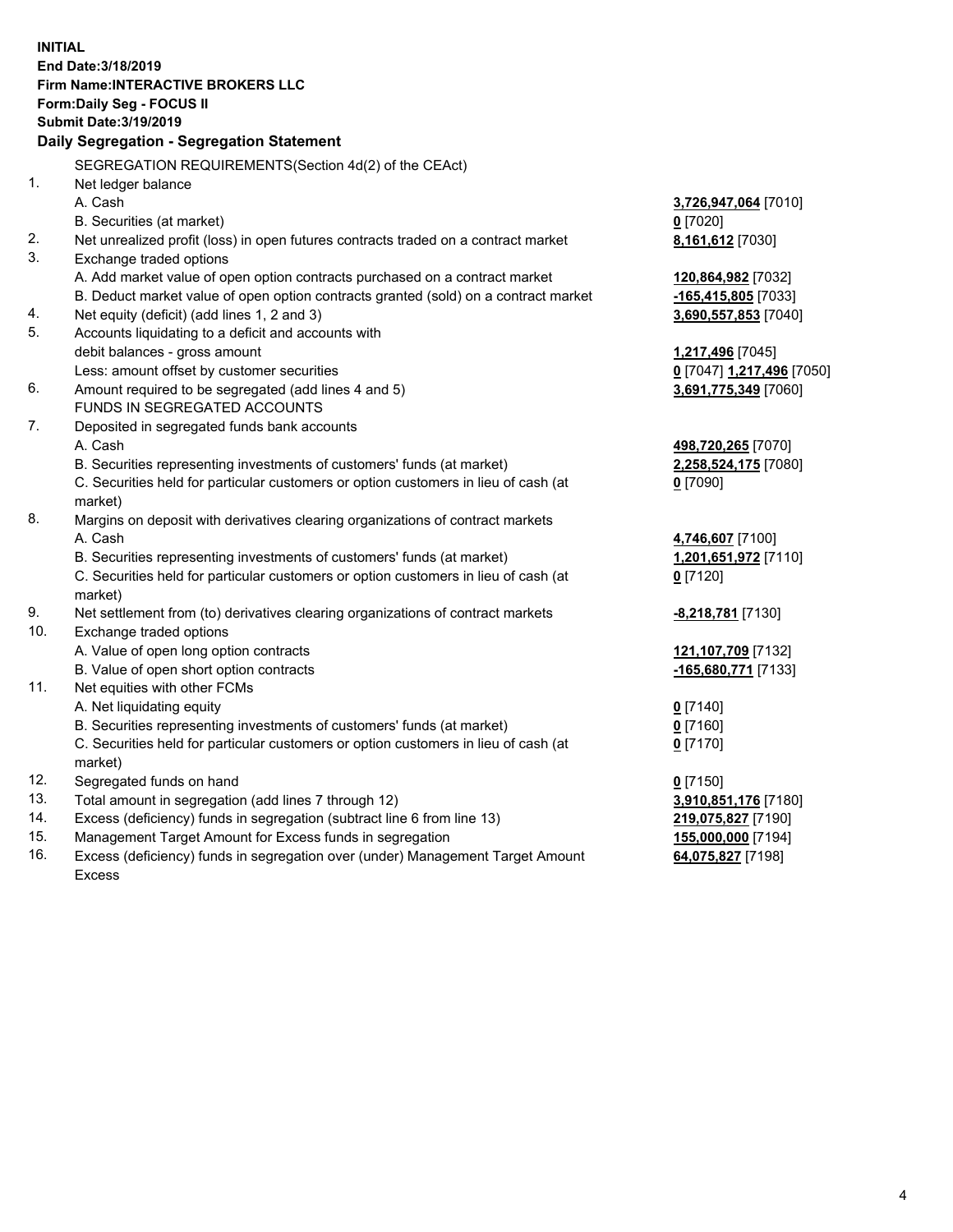**INITIAL**
**End Date:3/18/2019**
**Firm Name:INTERACTIVE BROKERS LLC**
**Form:Daily Seg - FOCUS II**
**Submit Date:3/19/2019**

## Daily Segregation - Segregation Statement

| | | |
|---|---|---|
| | SEGREGATION REQUIREMENTS(Section 4d(2) of the CEAct) | |
| 1. | Net ledger balance | |
| | A. Cash | **3,726,947,064** [7010] |
| | B. Securities (at market) | **0** [7020] |
| 2. | Net unrealized profit (loss) in open futures contracts traded on a contract market | **8,161,612** [7030] |
| 3. | Exchange traded options | |
| | A. Add market value of open option contracts purchased on a contract market | **120,864,982** [7032] |
| | B. Deduct market value of open option contracts granted (sold) on a contract market | **-165,415,805** [7033] |
| 4. | Net equity (deficit) (add lines 1, 2 and 3) | **3,690,557,853** [7040] |
| 5. | Accounts liquidating to a deficit and accounts with debit balances - gross amount | **1,217,496** [7045] |
| | Less: amount offset by customer securities | **0** [7047] **1,217,496** [7050] |
| 6. | Amount required to be segregated (add lines 4 and 5) | **3,691,775,349** [7060] |
| | FUNDS IN SEGREGATED ACCOUNTS | |
| 7. | Deposited in segregated funds bank accounts | |
| | A. Cash | **498,720,265** [7070] |
| | B. Securities representing investments of customers' funds (at market) | **2,258,524,175** [7080] |
| | C. Securities held for particular customers or option customers in lieu of cash (at market) | **0** [7090] |
| 8. | Margins on deposit with derivatives clearing organizations of contract markets | |
| | A. Cash | **4,746,607** [7100] |
| | B. Securities representing investments of customers' funds (at market) | **1,201,651,972** [7110] |
| | C. Securities held for particular customers or option customers in lieu of cash (at market) | **0** [7120] |
| 9. | Net settlement from (to) derivatives clearing organizations of contract markets | **-8,218,781** [7130] |
| 10. | Exchange traded options | |
| | A. Value of open long option contracts | **121,107,709** [7132] |
| | B. Value of open short option contracts | **-165,680,771** [7133] |
| 11. | Net equities with other FCMs | |
| | A. Net liquidating equity | **0** [7140] |
| | B. Securities representing investments of customers' funds (at market) | **0** [7160] |
| | C. Securities held for particular customers or option customers in lieu of cash (at market) | **0** [7170] |
| 12. | Segregated funds on hand | **0** [7150] |
| 13. | Total amount in segregation (add lines 7 through 12) | **3,910,851,176** [7180] |
| 14. | Excess (deficiency) funds in segregation (subtract line 6 from line 13) | **219,075,827** [7190] |
| 15. | Management Target Amount for Excess funds in segregation | **155,000,000** [7194] |
| 16. | Excess (deficiency) funds in segregation over (under) Management Target Amount Excess | **64,075,827** [7198] |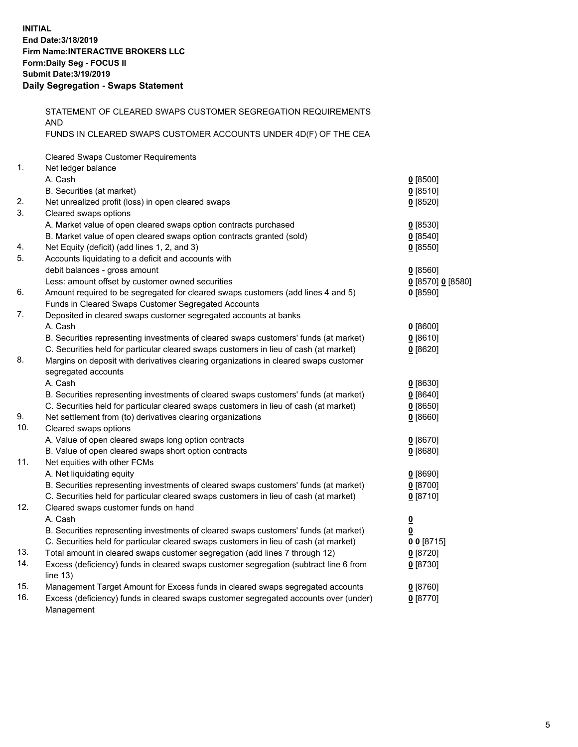**INITIAL**
**End Date:3/18/2019**
**Firm Name:INTERACTIVE BROKERS LLC**
**Form:Daily Seg - FOCUS II**
**Submit Date:3/19/2019**
**Daily Segregation - Swaps Statement**

STATEMENT OF CLEARED SWAPS CUSTOMER SEGREGATION REQUIREMENTS AND FUNDS IN CLEARED SWAPS CUSTOMER ACCOUNTS UNDER 4D(F) OF THE CEA

| | | |
|---|---|---|
| | Cleared Swaps Customer Requirements | |
| 1. | Net ledger balance | |
| | A. Cash | 0 [8500] |
| | B. Securities (at market) | 0 [8510] |
| 2. | Net unrealized profit (loss) in open cleared swaps | 0 [8520] |
| 3. | Cleared swaps options | |
| | A. Market value of open cleared swaps option contracts purchased | 0 [8530] |
| | B. Market value of open cleared swaps option contracts granted (sold) | 0 [8540] |
| 4. | Net Equity (deficit) (add lines 1, 2, and 3) | 0 [8550] |
| 5. | Accounts liquidating to a deficit and accounts with debit balances - gross amount | 0 [8560] |
| | Less: amount offset by customer owned securities | 0 [8570] 0 [8580] |
| 6. | Amount required to be segregated for cleared swaps customers (add lines 4 and 5) | 0 [8590] |
| | Funds in Cleared Swaps Customer Segregated Accounts | |
| 7. | Deposited in cleared swaps customer segregated accounts at banks | |
| | A. Cash | 0 [8600] |
| | B. Securities representing investments of cleared swaps customers' funds (at market) | 0 [8610] |
| | C. Securities held for particular cleared swaps customers in lieu of cash (at market) | 0 [8620] |
| 8. | Margins on deposit with derivatives clearing organizations in cleared swaps customer segregated accounts | |
| | A. Cash | 0 [8630] |
| | B. Securities representing investments of cleared swaps customers' funds (at market) | 0 [8640] |
| | C. Securities held for particular cleared swaps customers in lieu of cash (at market) | 0 [8650] |
| 9. | Net settlement from (to) derivatives clearing organizations | 0 [8660] |
| 10. | Cleared swaps options | |
| | A. Value of open cleared swaps long option contracts | 0 [8670] |
| | B. Value of open cleared swaps short option contracts | 0 [8680] |
| 11. | Net equities with other FCMs | |
| | A. Net liquidating equity | 0 [8690] |
| | B. Securities representing investments of cleared swaps customers' funds (at market) | 0 [8700] |
| | C. Securities held for particular cleared swaps customers in lieu of cash (at market) | 0 [8710] |
| 12. | Cleared swaps customer funds on hand | |
| | A. Cash | 0 |
| | B. Securities representing investments of cleared swaps customers' funds (at market) | 0 |
| | C. Securities held for particular cleared swaps customers in lieu of cash (at market) | 0 0 [8715] |
| 13. | Total amount in cleared swaps customer segregation (add lines 7 through 12) | 0 [8720] |
| 14. | Excess (deficiency) funds in cleared swaps customer segregation (subtract line 6 from line 13) | 0 [8730] |
| 15. | Management Target Amount for Excess funds in cleared swaps segregated accounts | 0 [8760] |
| 16. | Excess (deficiency) funds in cleared swaps customer segregated accounts over (under) Management | 0 [8770] |